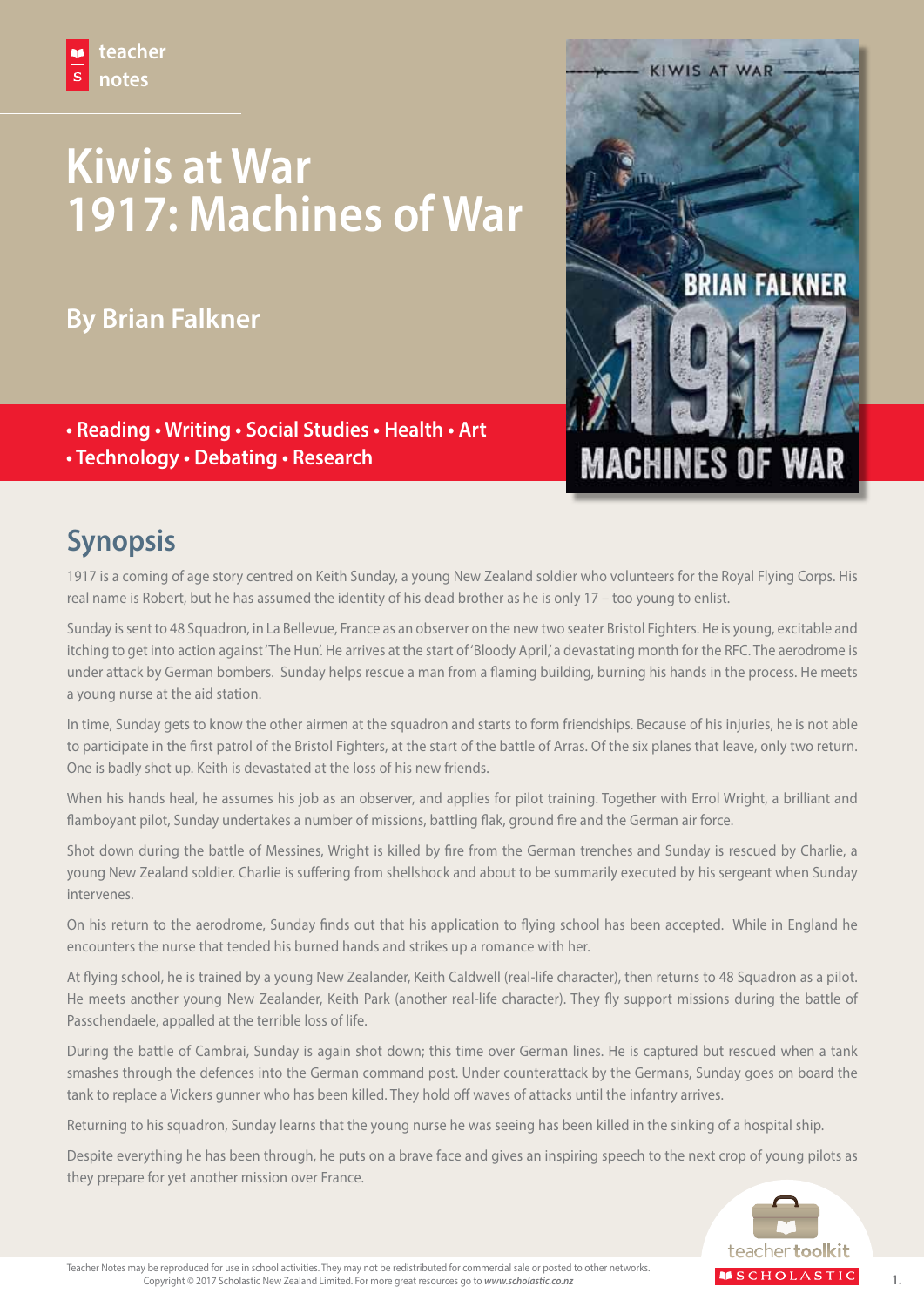teacher notes

# Kiwis at War 1917: Machines of War

## By Brian Falkner

• Reading • Writing • Social Studies • Health • Art
• Technology • Debating • Research

## Synopsis

1917 is a coming of age story centred on Keith Sunday, a young New Zealand soldier who volunteers for the Royal Flying Corps. His real name is Robert, but he has assumed the identity of his dead brother as he is only 17 – too young to enlist.

Sunday is sent to 48 Squadron, in La Bellevue, France as an observer on the new two seater Bristol Fighters. He is young, excitable and itching to get into action against 'The Hun'. He arrives at the start of 'Bloody April,' a devastating month for the RFC. The aerodrome is under attack by German bombers. Sunday helps rescue a man from a flaming building, burning his hands in the process. He meets a young nurse at the aid station.

In time, Sunday gets to know the other airmen at the squadron and starts to form friendships. Because of his injuries, he is not able to participate in the first patrol of the Bristol Fighters, at the start of the battle of Arras. Of the six planes that leave, only two return. One is badly shot up. Keith is devastated at the loss of his new friends.

When his hands heal, he assumes his job as an observer, and applies for pilot training. Together with Errol Wright, a brilliant and flamboyant pilot, Sunday undertakes a number of missions, battling flak, ground fire and the German air force.

Shot down during the battle of Messines, Wright is killed by fire from the German trenches and Sunday is rescued by Charlie, a young New Zealand soldier. Charlie is suffering from shellshock and about to be summarily executed by his sergeant when Sunday intervenes.

On his return to the aerodrome, Sunday finds out that his application to flying school has been accepted. While in England he encounters the nurse that tended his burned hands and strikes up a romance with her.

At flying school, he is trained by a young New Zealander, Keith Caldwell (real-life character), then returns to 48 Squadron as a pilot. He meets another young New Zealander, Keith Park (another real-life character). They fly support missions during the battle of Passchendaele, appalled at the terrible loss of life.

During the battle of Cambrai, Sunday is again shot down; this time over German lines. He is captured but rescued when a tank smashes through the defences into the German command post. Under counterattack by the Germans, Sunday goes on board the tank to replace a Vickers gunner who has been killed. They hold off waves of attacks until the infantry arrives.

Returning to his squadron, Sunday learns that the young nurse he was seeing has been killed in the sinking of a hospital ship.

Despite everything he has been through, he puts on a brave face and gives an inspiring speech to the next crop of young pilots as they prepare for yet another mission over France.

Teacher Notes may be reproduced for use in school activities. They may not be redistributed for commercial sale or posted to other networks.
Copyright © 2017 Scholastic New Zealand Limited. For more great resources go to *www.scholastic.co.nz*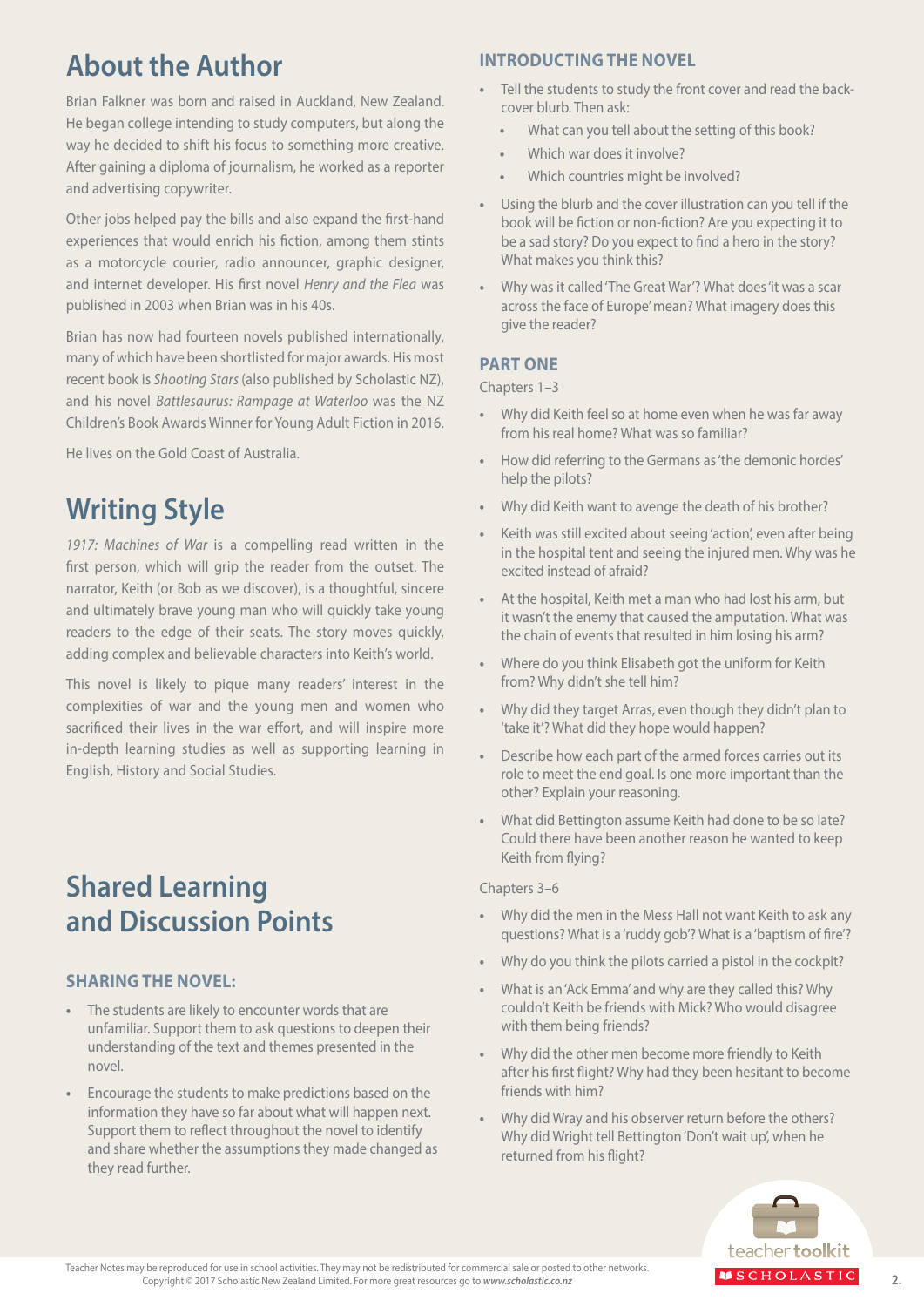## About the Author

Brian Falkner was born and raised in Auckland, New Zealand. He began college intending to study computers, but along the way he decided to shift his focus to something more creative. After gaining a diploma of journalism, he worked as a reporter and advertising copywriter.

Other jobs helped pay the bills and also expand the first-hand experiences that would enrich his fiction, among them stints as a motorcycle courier, radio announcer, graphic designer, and internet developer. His first novel *Henry and the Flea* was published in 2003 when Brian was in his 40s.

Brian has now had fourteen novels published internationally, many of which have been shortlisted for major awards. His most recent book is *Shooting Stars* (also published by Scholastic NZ), and his novel *Battlesaurus: Rampage at Waterloo* was the NZ Children's Book Awards Winner for Young Adult Fiction in 2016.

He lives on the Gold Coast of Australia.

## Writing Style

*1917: Machines of War* is a compelling read written in the first person, which will grip the reader from the outset. The narrator, Keith (or Bob as we discover), is a thoughtful, sincere and ultimately brave young man who will quickly take young readers to the edge of their seats. The story moves quickly, adding complex and believable characters into Keith's world.

This novel is likely to pique many readers' interest in the complexities of war and the young men and women who sacrificed their lives in the war effort, and will inspire more in-depth learning studies as well as supporting learning in English, History and Social Studies.

## Shared Learning and Discussion Points

### SHARING THE NOVEL:

- The students are likely to encounter words that are unfamiliar. Support them to ask questions to deepen their understanding of the text and themes presented in the novel.
- Encourage the students to make predictions based on the information they have so far about what will happen next. Support them to reflect throughout the novel to identify and share whether the assumptions they made changed as they read further.

### INTRODUCTING THE NOVEL

- Tell the students to study the front cover and read the back-cover blurb. Then ask:
  - What can you tell about the setting of this book?
  - Which war does it involve?
  - Which countries might be involved?
- Using the blurb and the cover illustration can you tell if the book will be fiction or non-fiction? Are you expecting it to be a sad story? Do you expect to find a hero in the story? What makes you think this?
- Why was it called 'The Great War'? What does 'it was a scar across the face of Europe' mean? What imagery does this give the reader?

### PART ONE

Chapters 1–3

- Why did Keith feel so at home even when he was far away from his real home? What was so familiar?
- How did referring to the Germans as 'the demonic hordes' help the pilots?
- Why did Keith want to avenge the death of his brother?
- Keith was still excited about seeing 'action', even after being in the hospital tent and seeing the injured men. Why was he excited instead of afraid?
- At the hospital, Keith met a man who had lost his arm, but it wasn't the enemy that caused the amputation. What was the chain of events that resulted in him losing his arm?
- Where do you think Elisabeth got the uniform for Keith from? Why didn't she tell him?
- Why did they target Arras, even though they didn't plan to 'take it'? What did they hope would happen?
- Describe how each part of the armed forces carries out its role to meet the end goal. Is one more important than the other? Explain your reasoning.
- What did Bettington assume Keith had done to be so late? Could there have been another reason he wanted to keep Keith from flying?

Chapters 3–6

- Why did the men in the Mess Hall not want Keith to ask any questions? What is a 'ruddy gob'? What is a 'baptism of fire'?
- Why do you think the pilots carried a pistol in the cockpit?
- What is an 'Ack Emma' and why are they called this? Why couldn't Keith be friends with Mick? Who would disagree with them being friends?
- Why did the other men become more friendly to Keith after his first flight? Why had they been hesitant to become friends with him?
- Why did Wray and his observer return before the others? Why did Wright tell Bettington 'Don't wait up', when he returned from his flight?

Teacher Notes may be reproduced for use in school activities. They may not be redistributed for commercial sale or posted to other networks.
Copyright © 2017 Scholastic New Zealand Limited. For more great resources go to *www.scholastic.co.nz*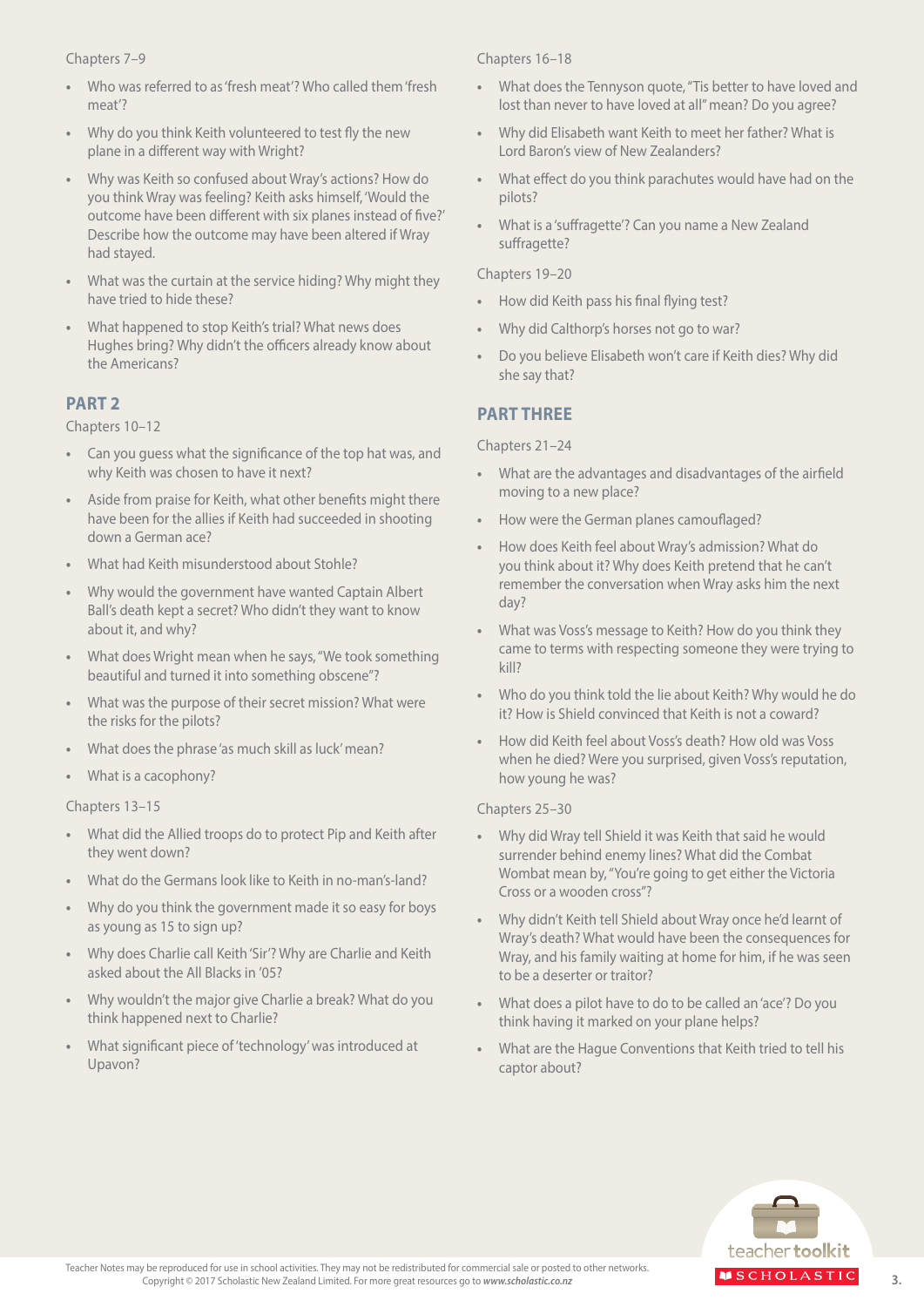Chapters 7–9

- Who was referred to as 'fresh meat'? Who called them 'fresh meat'?
- Why do you think Keith volunteered to test fly the new plane in a different way with Wright?
- Why was Keith so confused about Wray's actions? How do you think Wray was feeling? Keith asks himself, 'Would the outcome have been different with six planes instead of five?' Describe how the outcome may have been altered if Wray had stayed.
- What was the curtain at the service hiding? Why might they have tried to hide these?
- What happened to stop Keith's trial? What news does Hughes bring? Why didn't the officers already know about the Americans?

## PART 2

Chapters 10–12

- Can you guess what the significance of the top hat was, and why Keith was chosen to have it next?
- Aside from praise for Keith, what other benefits might there have been for the allies if Keith had succeeded in shooting down a German ace?
- What had Keith misunderstood about Stohle?
- Why would the government have wanted Captain Albert Ball's death kept a secret? Who didn't they want to know about it, and why?
- What does Wright mean when he says, "We took something beautiful and turned it into something obscene"?
- What was the purpose of their secret mission? What were the risks for the pilots?
- What does the phrase 'as much skill as luck' mean?
- What is a cacophony?

Chapters 13–15

- What did the Allied troops do to protect Pip and Keith after they went down?
- What do the Germans look like to Keith in no-man's-land?
- Why do you think the government made it so easy for boys as young as 15 to sign up?
- Why does Charlie call Keith 'Sir'? Why are Charlie and Keith asked about the All Blacks in '05?
- Why wouldn't the major give Charlie a break? What do you think happened next to Charlie?
- What significant piece of 'technology' was introduced at Upavon?

Chapters 16–18

- What does the Tennyson quote, "Tis better to have loved and lost than never to have loved at all" mean? Do you agree?
- Why did Elisabeth want Keith to meet her father? What is Lord Baron's view of New Zealanders?
- What effect do you think parachutes would have had on the pilots?
- What is a 'suffragette'? Can you name a New Zealand suffragette?

Chapters 19–20

- How did Keith pass his final flying test?
- Why did Calthorp's horses not go to war?
- Do you believe Elisabeth won't care if Keith dies? Why did she say that?

## PART THREE

Chapters 21–24

- What are the advantages and disadvantages of the airfield moving to a new place?
- How were the German planes camouflaged?
- How does Keith feel about Wray's admission? What do you think about it? Why does Keith pretend that he can't remember the conversation when Wray asks him the next day?
- What was Voss's message to Keith? How do you think they came to terms with respecting someone they were trying to kill?
- Who do you think told the lie about Keith? Why would he do it? How is Shield convinced that Keith is not a coward?
- How did Keith feel about Voss's death? How old was Voss when he died? Were you surprised, given Voss's reputation, how young he was?

Chapters 25–30

- Why did Wray tell Shield it was Keith that said he would surrender behind enemy lines? What did the Combat Wombat mean by, "You're going to get either the Victoria Cross or a wooden cross"?
- Why didn't Keith tell Shield about Wray once he'd learnt of Wray's death? What would have been the consequences for Wray, and his family waiting at home for him, if he was seen to be a deserter or traitor?
- What does a pilot have to do to be called an 'ace'? Do you think having it marked on your plane helps?
- What are the Hague Conventions that Keith tried to tell his captor about?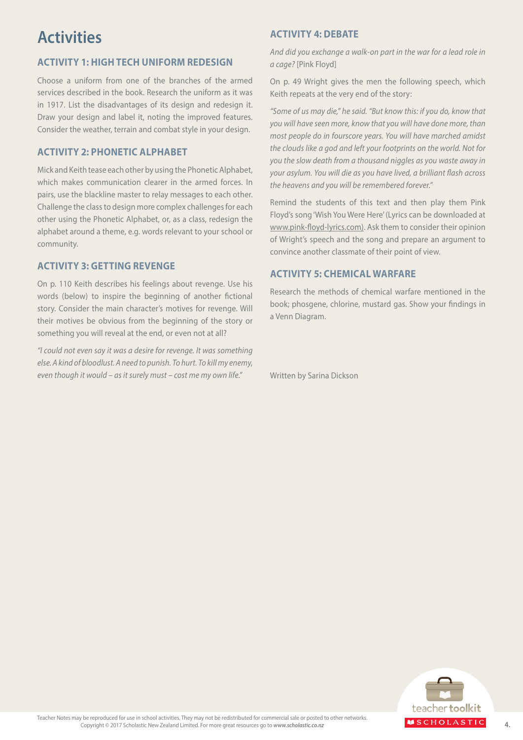# Activities

## ACTIVITY 1: HIGH TECH UNIFORM REDESIGN

Choose a uniform from one of the branches of the armed services described in the book. Research the uniform as it was in 1917. List the disadvantages of its design and redesign it. Draw your design and label it, noting the improved features. Consider the weather, terrain and combat style in your design.

## ACTIVITY 2: PHONETIC ALPHABET

Mick and Keith tease each other by using the Phonetic Alphabet, which makes communication clearer in the armed forces. In pairs, use the blackline master to relay messages to each other. Challenge the class to design more complex challenges for each other using the Phonetic Alphabet, or, as a class, redesign the alphabet around a theme, e.g. words relevant to your school or community.

## ACTIVITY 3: GETTING REVENGE

On p. 110 Keith describes his feelings about revenge. Use his words (below) to inspire the beginning of another fictional story. Consider the main character's motives for revenge. Will their motives be obvious from the beginning of the story or something you will reveal at the end, or even not at all?

*"I could not even say it was a desire for revenge. It was something else. A kind of bloodlust. A need to punish. To hurt. To kill my enemy, even though it would – as it surely must – cost me my own life."*

## ACTIVITY 4: DEBATE

*And did you exchange a walk-on part in the war for a lead role in a cage?* [Pink Floyd]

On p. 49 Wright gives the men the following speech, which Keith repeats at the very end of the story:

*"Some of us may die," he said. "But know this: if you do, know that you will have seen more, know that you will have done more, than most people do in fourscore years. You will have marched amidst the clouds like a god and left your footprints on the world. Not for you the slow death from a thousand niggles as you waste away in your asylum. You will die as you have lived, a brilliant flash across the heavens and you will be remembered forever."*

Remind the students of this text and then play them Pink Floyd's song 'Wish You Were Here' (Lyrics can be downloaded at www.pink-floyd-lyrics.com). Ask them to consider their opinion of Wright's speech and the song and prepare an argument to convince another classmate of their point of view.

## ACTIVITY 5: CHEMICAL WARFARE

Research the methods of chemical warfare mentioned in the book; phosgene, chlorine, mustard gas. Show your findings in a Venn Diagram.

Written by Sarina Dickson

Teacher Notes may be reproduced for use in school activities. They may not be redistributed for commercial sale or posted to other networks.
Copyright © 2017 Scholastic New Zealand Limited. For more great resources go to ***www.scholastic.co.nz***